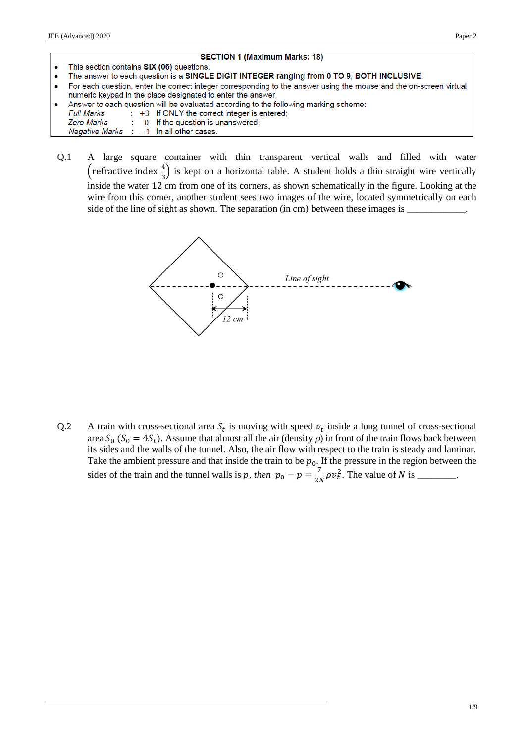## SECTION 1 (Maximum Marks: 18)

- This section contains **SIX (06)** questions.
- The answer to each question is a **SINGLE DIGIT INTEGER ranging from 0 TO 9, BOTH INCLUSIVE**.
- For each question, enter the correct integer corresponding to the answer using the mouse and the on-screen virtual numeric keypad in the place designated to enter the answer.
- Answer to each question will be evaluated according to the following marking scheme:
  - *Full Marks* : +3 If ONLY the correct integer is entered;
  - *Zero Marks* : 0 If the question is unanswered;
  - *Negative Marks* : −1 In all other cases.

Q.1 A large square container with thin transparent vertical walls and filled with water $\left(\text{refractive index } \frac{4}{3}\right)$ is kept on a horizontal table. A student holds a thin straight wire vertically inside the water 12 cm from one of its corners, as shown schematically in the figure. Looking at the wire from this corner, another student sees two images of the wire, located symmetrically on each side of the line of sight as shown. The separation (in cm) between these images is ____________.

Q.2 A train with cross-sectional area $S_t$ is moving with speed $v_t$ inside a long tunnel of cross-sectional area $S_0$ ($S_0 = 4S_t$). Assume that almost all the air (density $\rho$) in front of the train flows back between its sides and the walls of the tunnel. Also, the air flow with respect to the train is steady and laminar. Take the ambient pressure and that inside the train to be $p_0$. If the pressure in the region between the sides of the train and the tunnel walls is $p$, then $p_0 - p = \frac{7}{2N}\rho v_t^2$. The value of $N$ is ________.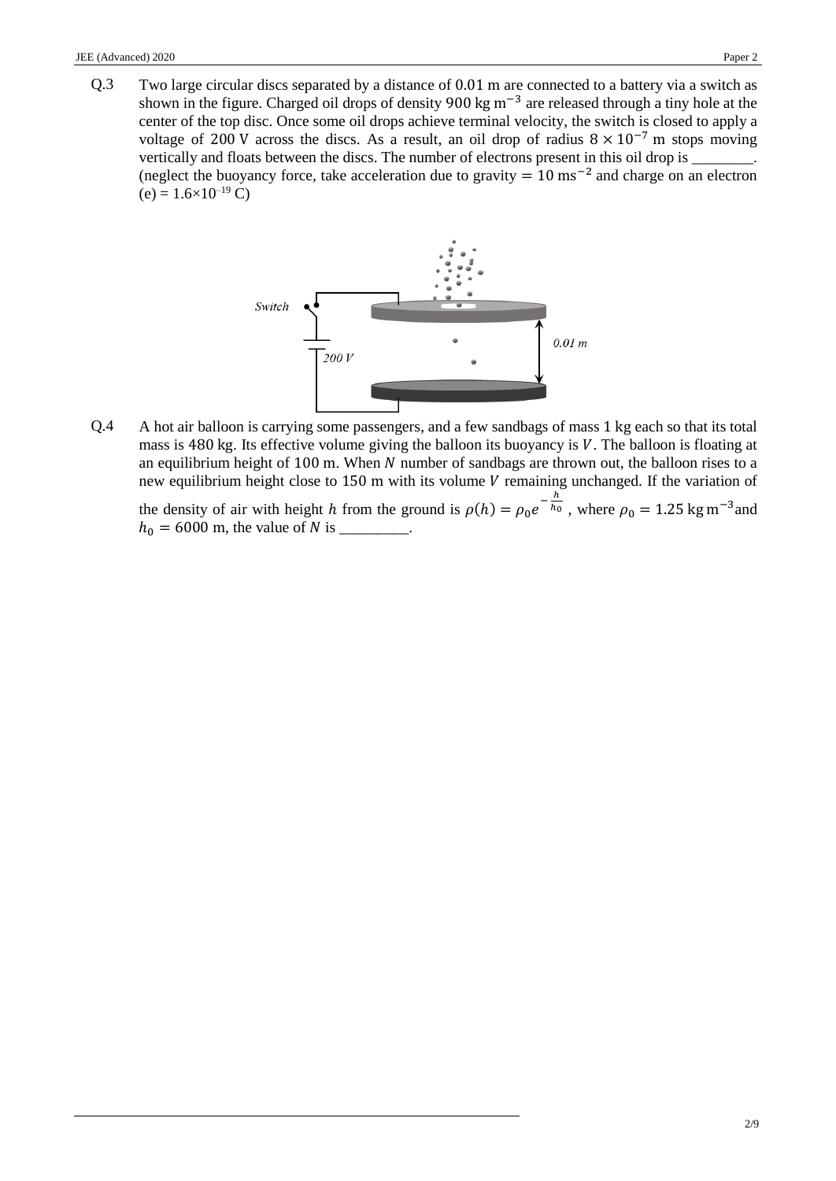Q.3 Two large circular discs separated by a distance of 0.01 m are connected to a battery via a switch as shown in the figure. Charged oil drops of density 900 kg $m^{-3}$ are released through a tiny hole at the center of the top disc. Once some oil drops achieve terminal velocity, the switch is closed to apply a voltage of 200 V across the discs. As a result, an oil drop of radius $8 \times 10^{-7}$ m stops moving vertically and floats between the discs. The number of electrons present in this oil drop is ________. (neglect the buoyancy force, take acceleration due to gravity = 10 $ms^{-2}$ and charge on an electron (e) = $1.6 \times 10^{-19}$ C)

Q.4 A hot air balloon is carrying some passengers, and a few sandbags of mass 1 kg each so that its total mass is 480 kg. Its effective volume giving the balloon its buoyancy is $V$. The balloon is floating at an equilibrium height of 100 m. When $N$ number of sandbags are thrown out, the balloon rises to a new equilibrium height close to 150 m with its volume $V$ remaining unchanged. If the variation of the density of air with height $h$ from the ground is $\rho(h) = \rho_0 e^{-\frac{h}{h_0}}$, where $\rho_0 = 1.25$ kg $m^{-3}$ and $h_0 = 6000$ m, the value of $N$ is _________.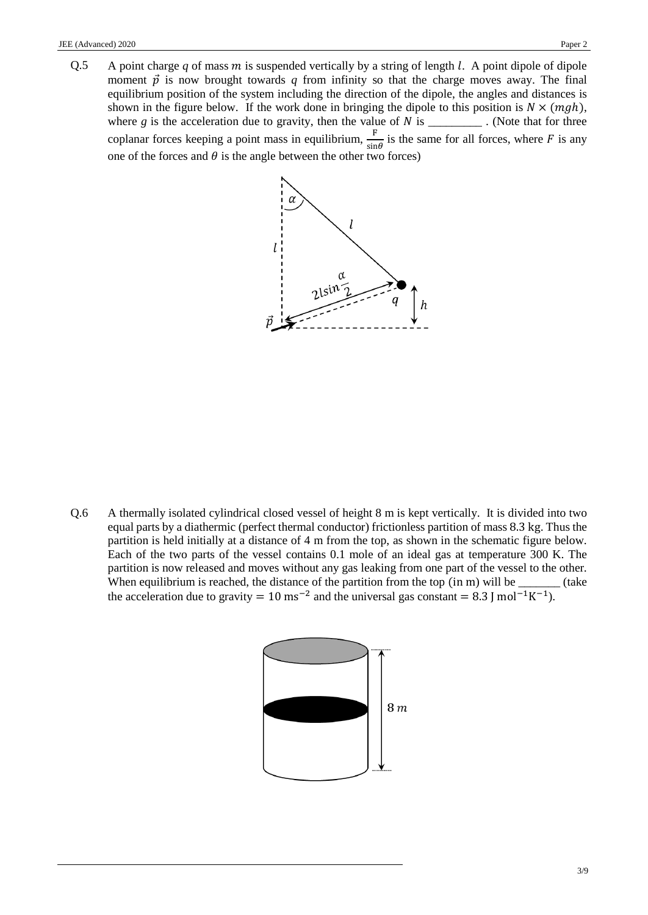Q.5 A point charge $q$ of mass $m$ is suspended vertically by a string of length $l$. A point dipole of dipole moment $\vec{p}$ is now brought towards $q$ from infinity so that the charge moves away. The final equilibrium position of the system including the direction of the dipole, the angles and distances is shown in the figure below. If the work done in bringing the dipole to this position is $N \times (mgh)$, where $g$ is the acceleration due to gravity, then the value of $N$ is _________ . (Note that for three coplanar forces keeping a point mass in equilibrium, $\frac{F}{\sin\theta}$ is the same for all forces, where $F$ is any one of the forces and $\theta$ is the angle between the other two forces)

Q.6 A thermally isolated cylindrical closed vessel of height 8 m is kept vertically. It is divided into two equal parts by a diathermic (perfect thermal conductor) frictionless partition of mass 8.3 kg. Thus the partition is held initially at a distance of 4 m from the top, as shown in the schematic figure below. Each of the two parts of the vessel contains 0.1 mole of an ideal gas at temperature 300 K. The partition is now released and moves without any gas leaking from one part of the vessel to the other. When equilibrium is reached, the distance of the partition from the top (in m) will be _______ (take the acceleration due to gravity $= 10\ \text{ms}^{-2}$ and the universal gas constant $= 8.3\ \text{J mol}^{-1}\text{K}^{-1}$).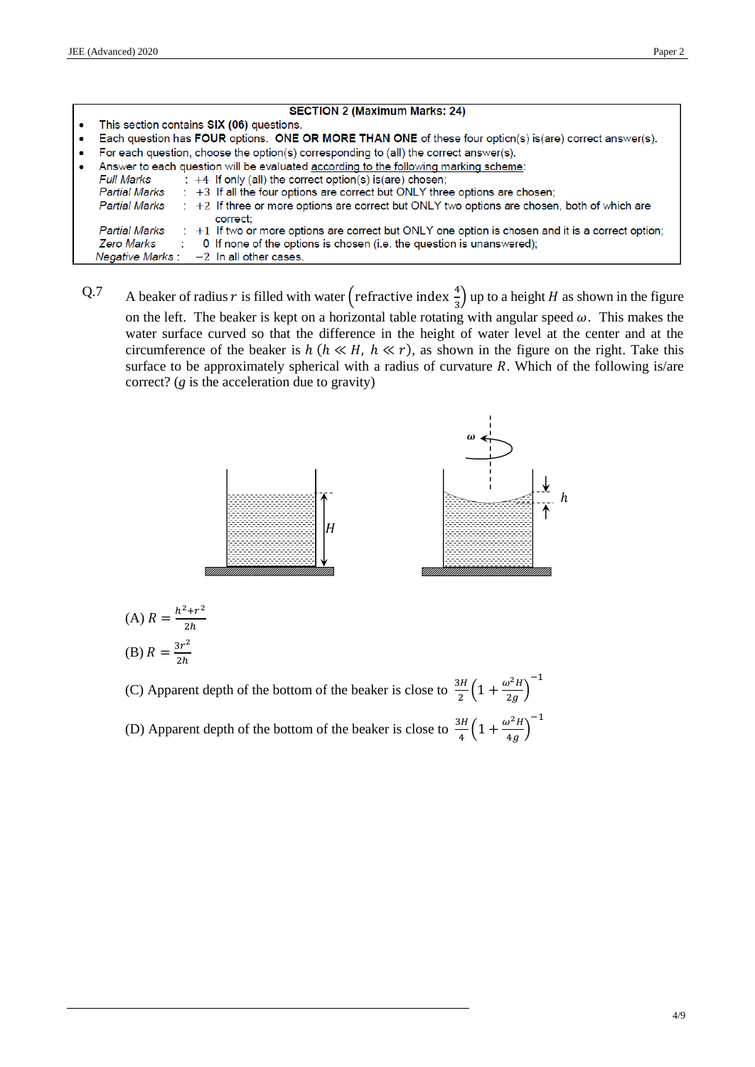**SECTION 2 (Maximum Marks: 24)**

- This section contains **SIX (06)** questions.
- Each question has **FOUR** options. **ONE OR MORE THAN ONE** of these four option(s) is(are) correct answer(s).
- For each question, choose the option(s) corresponding to (all) the correct answer(s).
- Answer to each question will be evaluated according to the following marking scheme:

*Full Marks* : $+4$ If only (all) the correct option(s) is(are) chosen;
*Partial Marks* : $+3$ If all the four options are correct but ONLY three options are chosen;
*Partial Marks* : $+2$ If three or more options are correct but ONLY two options are chosen, both of which are correct;
*Partial Marks* : $+1$ If two or more options are correct but ONLY one option is chosen and it is a correct option;
*Zero Marks* : 0 If none of the options is chosen (i.e. the question is unanswered);
*Negative Marks* : $-2$ In all other cases.

Q.7 A beaker of radius $r$ is filled with water $\left(\text{refractive index } \frac{4}{3}\right)$ up to a height $H$ as shown in the figure on the left. The beaker is kept on a horizontal table rotating with angular speed $\omega$. This makes the water surface curved so that the difference in the height of water level at the center and at the circumference of the beaker is $h$ ($h \ll H,\ h \ll r$), as shown in the figure on the right. Take this surface to be approximately spherical with a radius of curvature $R$. Which of the following is/are correct? ($g$ is the acceleration due to gravity)

(A) $R = \frac{h^2+r^2}{2h}$

(B) $R = \frac{3r^2}{2h}$

(C) Apparent depth of the bottom of the beaker is close to $\frac{3H}{2}\left(1+\frac{\omega^2 H}{2g}\right)^{-1}$

(D) Apparent depth of the bottom of the beaker is close to $\frac{3H}{4}\left(1+\frac{\omega^2 H}{4g}\right)^{-1}$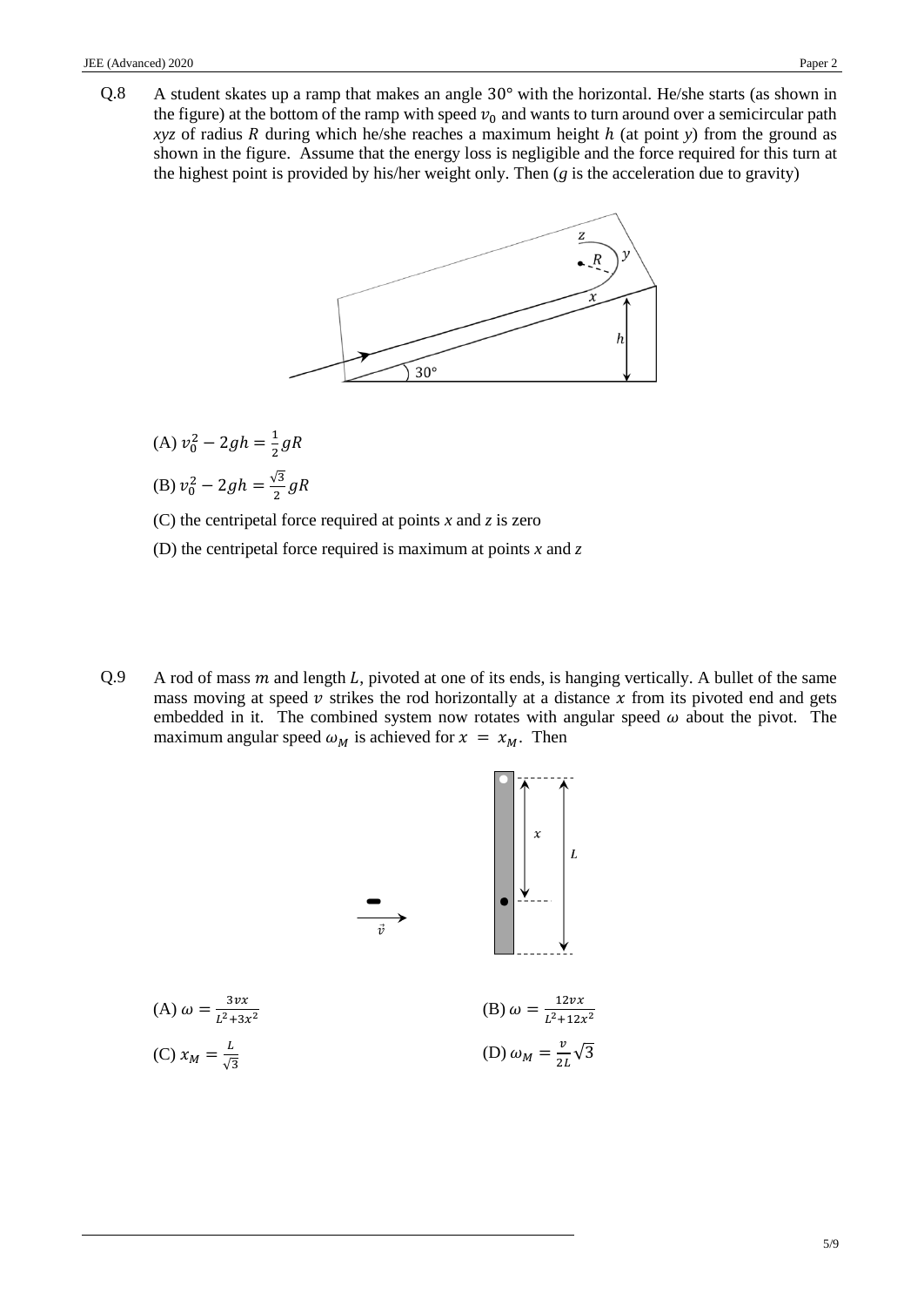Q.8 A student skates up a ramp that makes an angle $30°$ with the horizontal. He/she starts (as shown in the figure) at the bottom of the ramp with speed $v_0$ and wants to turn around over a semicircular path *xyz* of radius $R$ during which he/she reaches a maximum height $h$ (at point *y*) from the ground as shown in the figure. Assume that the energy loss is negligible and the force required for this turn at the highest point is provided by his/her weight only. Then ($g$ is the acceleration due to gravity)

(A) $v_0^2 - 2gh = \frac{1}{2}gR$

(B) $v_0^2 - 2gh = \frac{\sqrt{3}}{2}gR$

(C) the centripetal force required at points *x* and *z* is zero

(D) the centripetal force required is maximum at points *x* and *z*

Q.9 A rod of mass $m$ and length $L$, pivoted at one of its ends, is hanging vertically. A bullet of the same mass moving at speed $v$ strikes the rod horizontally at a distance $x$ from its pivoted end and gets embedded in it. The combined system now rotates with angular speed $\omega$ about the pivot. The maximum angular speed $\omega_M$ is achieved for $x = x_M$. Then

(A) $\omega = \frac{3vx}{L^2+3x^2}$

(B) $\omega = \frac{12vx}{L^2+12x^2}$

(C) $x_M = \frac{L}{\sqrt{3}}$

(D) $\omega_M = \frac{v}{2L}\sqrt{3}$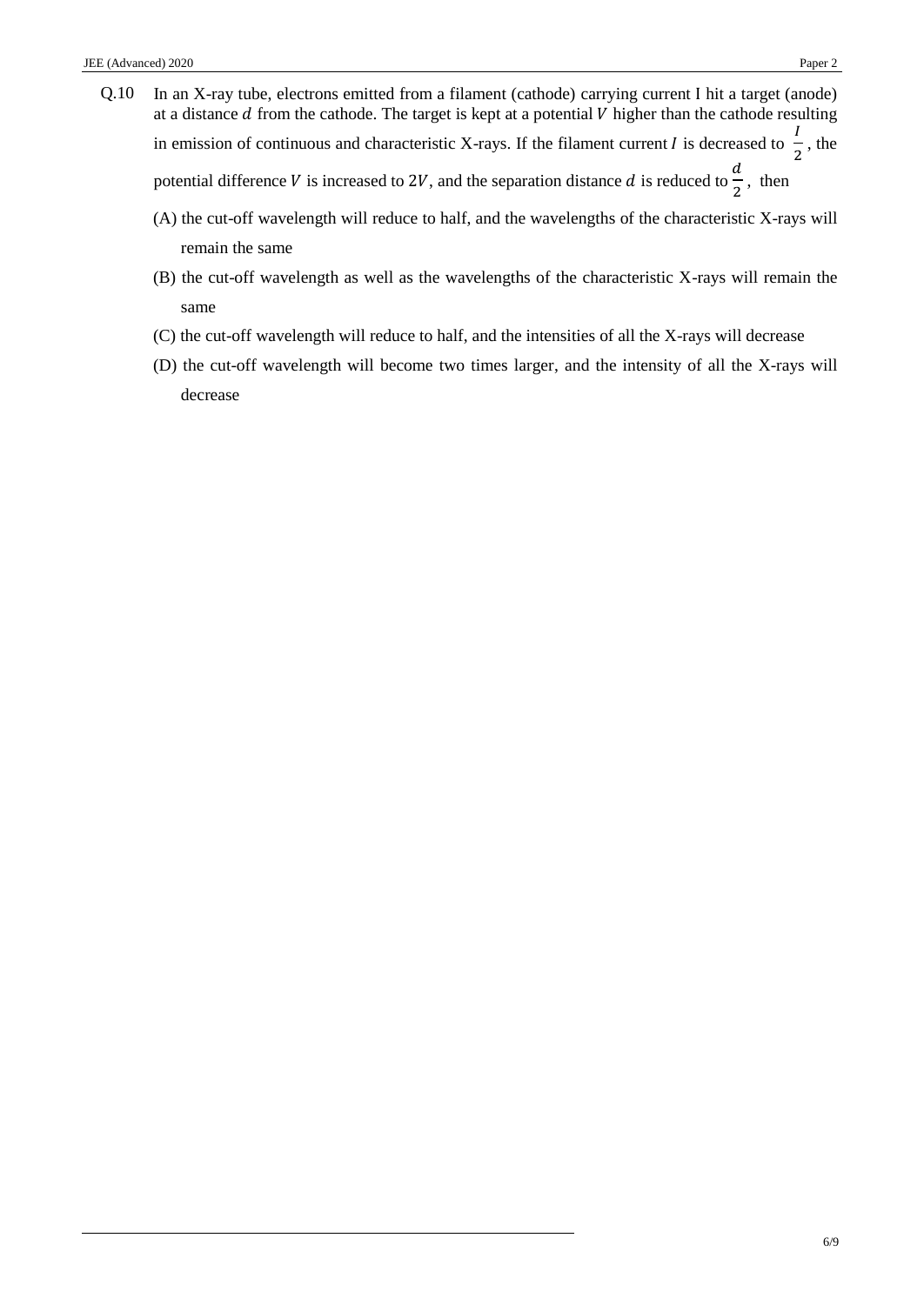Q.10 In an X-ray tube, electrons emitted from a filament (cathode) carrying current I hit a target (anode) at a distance $d$ from the cathode. The target is kept at a potential $V$ higher than the cathode resulting in emission of continuous and characteristic X-rays. If the filament current $I$ is decreased to $\frac{I}{2}$, the potential difference $V$ is increased to $2V$, and the separation distance $d$ is reduced to $\frac{d}{2}$, then

(A) the cut-off wavelength will reduce to half, and the wavelengths of the characteristic X-rays will remain the same

(B) the cut-off wavelength as well as the wavelengths of the characteristic X-rays will remain the same

(C) the cut-off wavelength will reduce to half, and the intensities of all the X-rays will decrease

(D) the cut-off wavelength will become two times larger, and the intensity of all the X-rays will decrease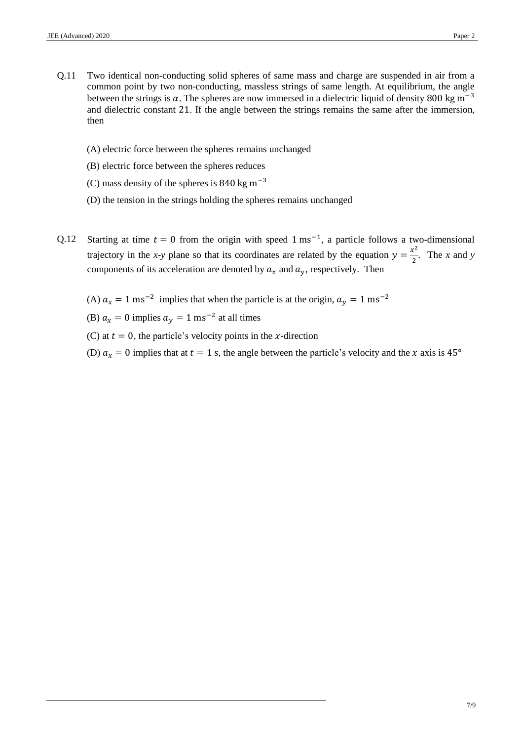Q.11 Two identical non-conducting solid spheres of same mass and charge are suspended in air from a common point by two non-conducting, massless strings of same length. At equilibrium, the angle between the strings is $\alpha$. The spheres are now immersed in a dielectric liquid of density 800 kg m$^{-3}$ and dielectric constant 21. If the angle between the strings remains the same after the immersion, then

(A) electric force between the spheres remains unchanged

(B) electric force between the spheres reduces

(C) mass density of the spheres is 840 kg m$^{-3}$

(D) the tension in the strings holding the spheres remains unchanged

Q.12 Starting at time $t = 0$ from the origin with speed 1 ms$^{-1}$, a particle follows a two-dimensional trajectory in the *x*-*y* plane so that its coordinates are related by the equation $y = \frac{x^2}{2}$. The *x* and *y* components of its acceleration are denoted by $a_x$ and $a_y$, respectively. Then

(A) $a_x = 1$ ms$^{-2}$ implies that when the particle is at the origin, $a_y = 1$ ms$^{-2}$

(B) $a_x = 0$ implies $a_y = 1$ ms$^{-2}$ at all times

(C) at $t = 0$, the particle's velocity points in the $x$-direction

(D) $a_x = 0$ implies that at $t = 1$ s, the angle between the particle's velocity and the $x$ axis is 45°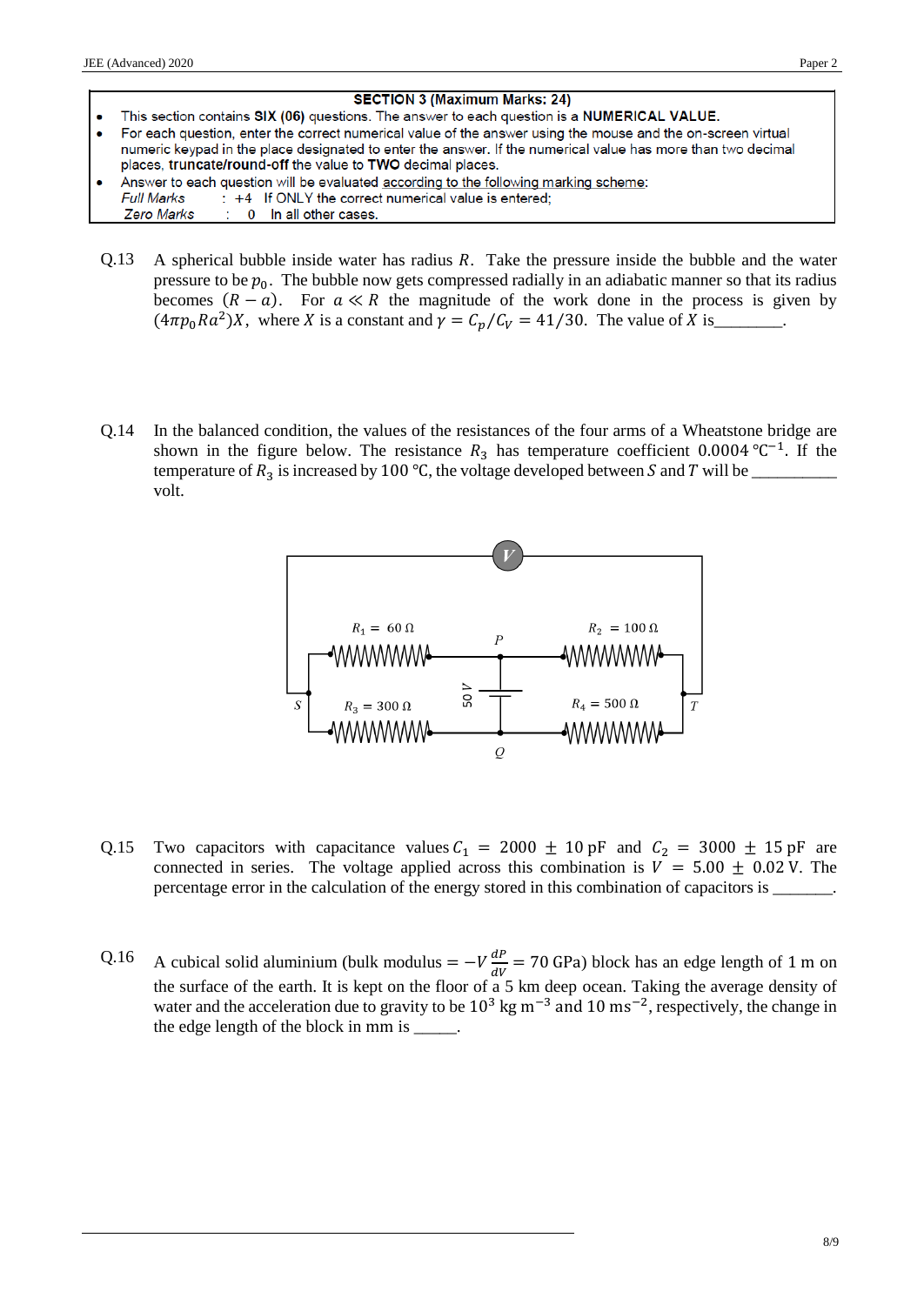**SECTION 3 (Maximum Marks: 24)**

- This section contains **SIX (06)** questions. The answer to each question is a **NUMERICAL VALUE.**
- For each question, enter the correct numerical value of the answer using the mouse and the on-screen virtual numeric keypad in the place designated to enter the answer. If the numerical value has more than two decimal places, **truncate/round-off** the value to **TWO** decimal places.
- Answer to each question will be evaluated according to the following marking scheme:
  *Full Marks* : +4 If ONLY the correct numerical value is entered;
  *Zero Marks* : 0 In all other cases.

Q.13 A spherical bubble inside water has radius $R$. Take the pressure inside the bubble and the water pressure to be $p_0$. The bubble now gets compressed radially in an adiabatic manner so that its radius becomes $(R - a)$. For $a \ll R$ the magnitude of the work done in the process is given by $(4\pi p_0 R a^2)X$, where $X$ is a constant and $\gamma = C_p/C_V = 41/30$. The value of $X$ is________.

Q.14 In the balanced condition, the values of the resistances of the four arms of a Wheatstone bridge are shown in the figure below. The resistance $R_3$ has temperature coefficient $0.0004\ °\text{C}^{-1}$. If the temperature of $R_3$ is increased by $100\ °\text{C}$, the voltage developed between $S$ and $T$ will be __________ volt.

$R_1 = 60\ \Omega$, $R_2 = 100\ \Omega$, $R_3 = 300\ \Omega$, $R_4 = 500\ \Omega$, 50 V, $P$, $Q$, $S$, $T$, $V$

Q.15 Two capacitors with capacitance values $C_1 = 2000 \pm 10$ pF and $C_2 = 3000 \pm 15$ pF are connected in series. The voltage applied across this combination is $V = 5.00 \pm 0.02$ V. The percentage error in the calculation of the energy stored in this combination of capacitors is _______.

Q.16 A cubical solid aluminium (bulk modulus $= -V\frac{dP}{dV} = 70$ GPa) block has an edge length of 1 m on the surface of the earth. It is kept on the floor of a 5 km deep ocean. Taking the average density of water and the acceleration due to gravity to be $10^3$ kg m$^{-3}$ and 10 ms$^{-2}$, respectively, the change in the edge length of the block in mm is _____.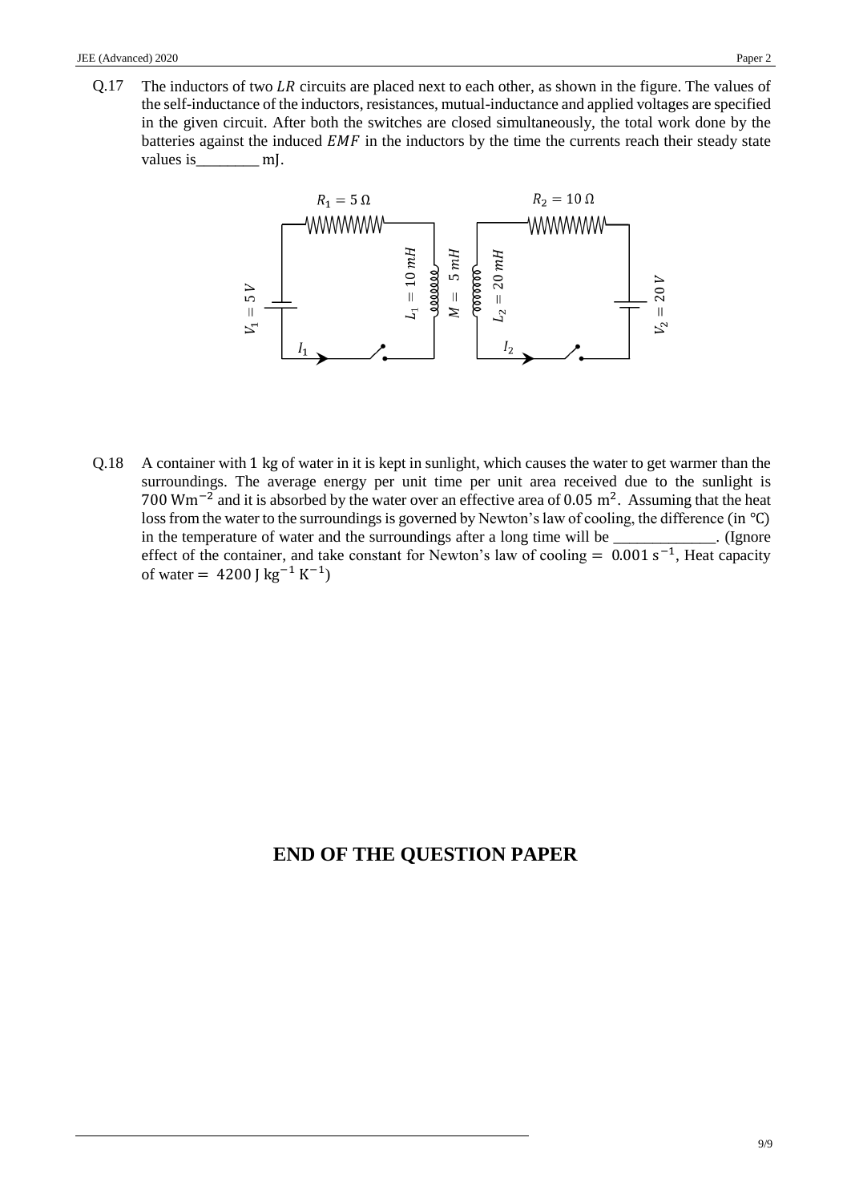Q.17 The inductors of two $LR$ circuits are placed next to each other, as shown in the figure. The values of the self-inductance of the inductors, resistances, mutual-inductance and applied voltages are specified in the given circuit. After both the switches are closed simultaneously, the total work done by the batteries against the induced $EMF$ in the inductors by the time the currents reach their steady state values is________ mJ.

$R_1 = 5\ \Omega$

$R_2 = 10\ \Omega$

$V_1 = 5\ V$

$L_1 = 10\ mH$

$M = 5\ mH$

$L_2 = 20\ mH$

$V_2 = 20\ V$

$I_1$

$I_2$

Q.18 A container with 1 kg of water in it is kept in sunlight, which causes the water to get warmer than the surroundings. The average energy per unit time per unit area received due to the sunlight is $700\ \text{Wm}^{-2}$ and it is absorbed by the water over an effective area of $0.05\ \text{m}^2$. Assuming that the heat loss from the water to the surroundings is governed by Newton's law of cooling, the difference (in ℃) in the temperature of water and the surroundings after a long time will be _____________. (Ignore effect of the container, and take constant for Newton's law of cooling $= 0.001\ \text{s}^{-1}$, Heat capacity of water $= 4200\ \text{J kg}^{-1}\ \text{K}^{-1}$)

## END OF THE QUESTION PAPER